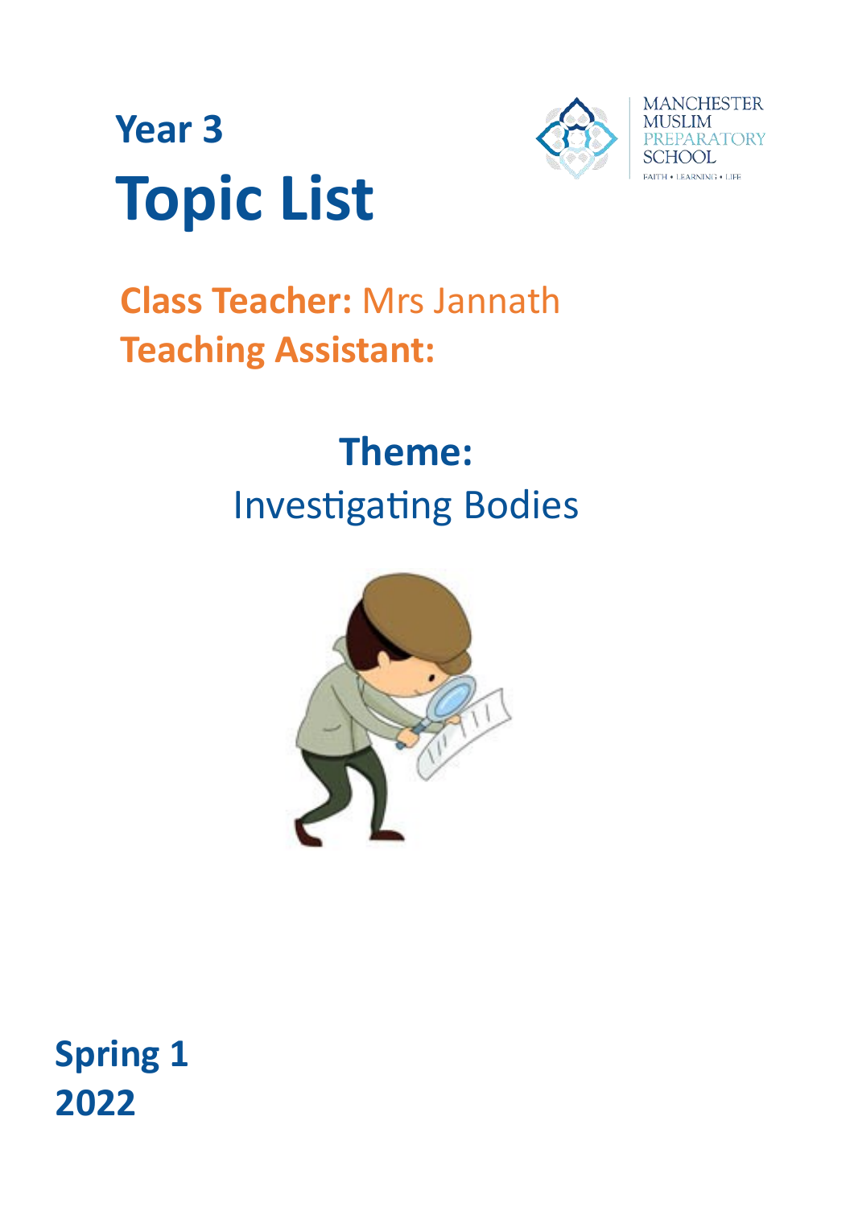# Year 3
# Topic List

MANCHESTER MUSLIM PREPARATORY SCHOOL
FAITH • LEARNING • LIFE

**Class Teacher:** Mrs Jannath
**Teaching Assistant:**

## Theme:
Investigating Bodies

**Spring 1**
**2022**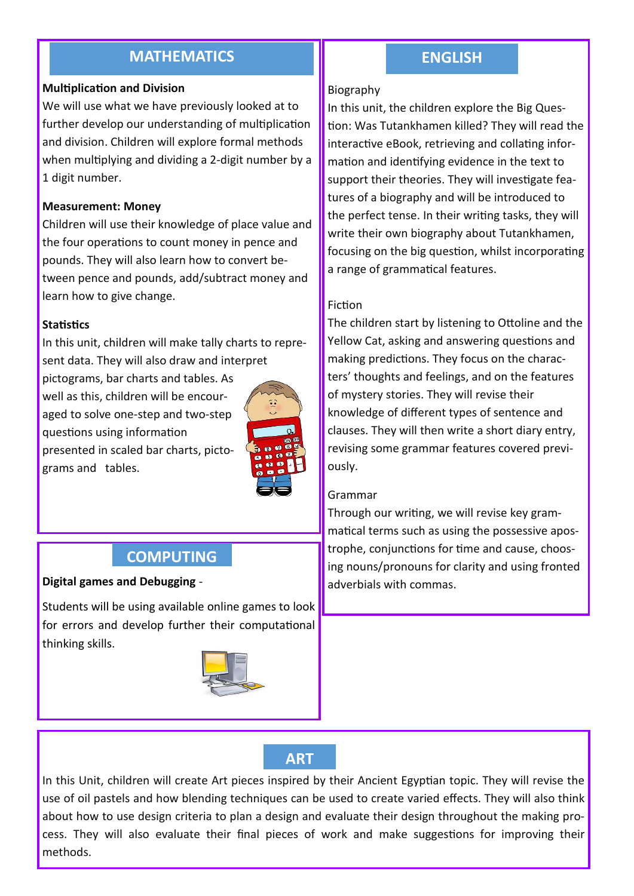## MATHEMATICS

**Multiplication and Division**

We will use what we have previously looked at to further develop our understanding of multiplication and division. Children will explore formal methods when multiplying and dividing a 2-digit number by a 1 digit number.

**Measurement: Money**

Children will use their knowledge of place value and the four operations to count money in pence and pounds. They will also learn how to convert between pence and pounds, add/subtract money and learn how to give change.

**Statistics**

In this unit, children will make tally charts to represent data. They will also draw and interpret pictograms, bar charts and tables. As well as this, children will be encouraged to solve one-step and two-step questions using information presented in scaled bar charts, pictograms and tables.

## COMPUTING

**Digital games and Debugging** -

Students will be using available online games to look for errors and develop further their computational thinking skills.

## ENGLISH

Biography

In this unit, the children explore the Big Question: Was Tutankhamen killed? They will read the interactive eBook, retrieving and collating information and identifying evidence in the text to support their theories. They will investigate features of a biography and will be introduced to the perfect tense. In their writing tasks, they will write their own biography about Tutankhamen, focusing on the big question, whilst incorporating a range of grammatical features.

Fiction

The children start by listening to Ottoline and the Yellow Cat, asking and answering questions and making predictions. They focus on the characters' thoughts and feelings, and on the features of mystery stories. They will revise their knowledge of different types of sentence and clauses. They will then write a short diary entry, revising some grammar features covered previously.

Grammar

Through our writing, we will revise key grammatical terms such as using the possessive apostrophe, conjunctions for time and cause, choosing nouns/pronouns for clarity and using fronted adverbials with commas.

## ART

In this Unit, children will create Art pieces inspired by their Ancient Egyptian topic. They will revise the use of oil pastels and how blending techniques can be used to create varied effects. They will also think about how to use design criteria to plan a design and evaluate their design throughout the making process. They will also evaluate their final pieces of work and make suggestions for improving their methods.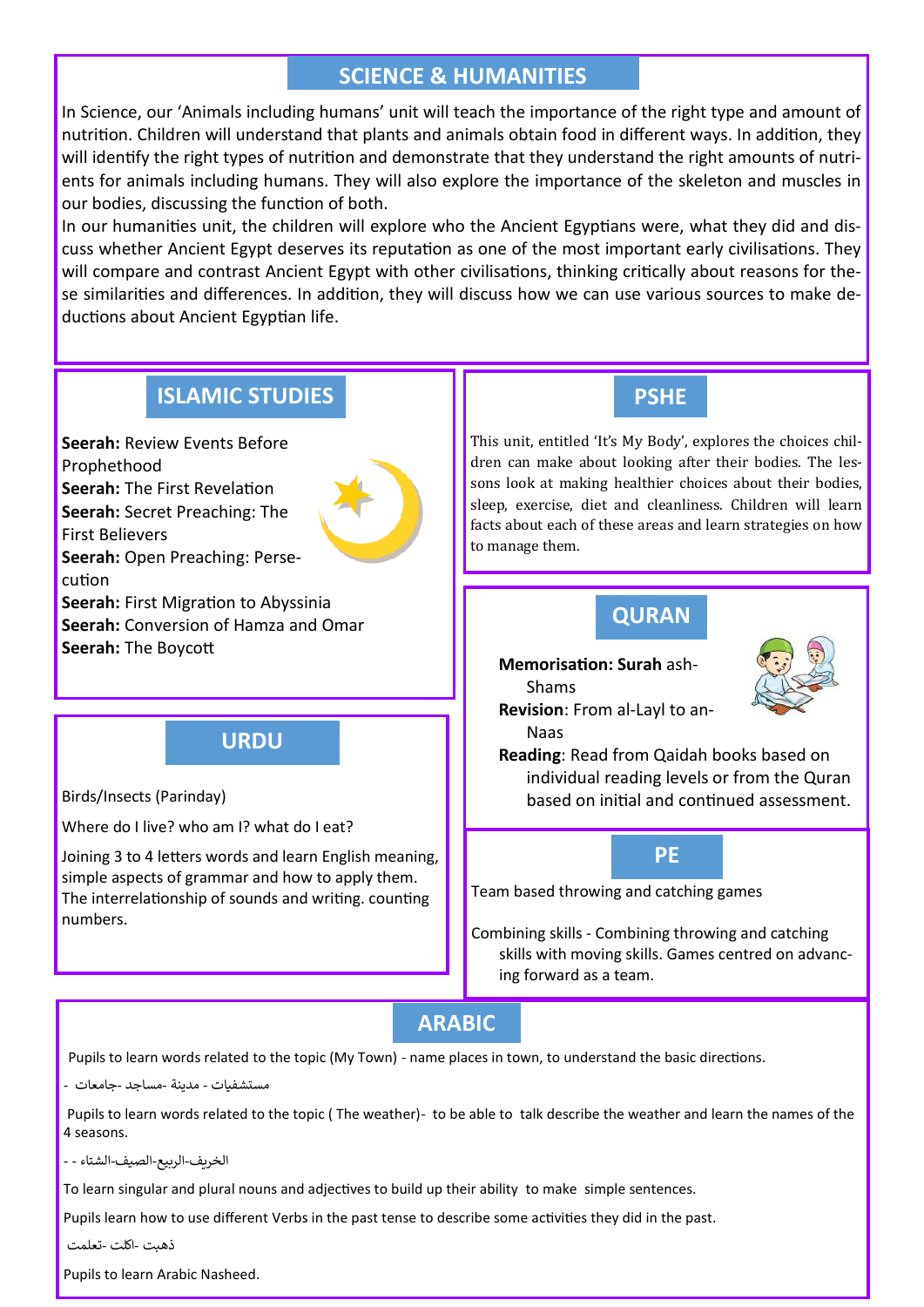## SCIENCE & HUMANITIES

In Science, our 'Animals including humans' unit will teach the importance of the right type and amount of nutrition. Children will understand that plants and animals obtain food in different ways. In addition, they will identify the right types of nutrition and demonstrate that they understand the right amounts of nutrients for animals including humans. They will also explore the importance of the skeleton and muscles in our bodies, discussing the function of both.

In our humanities unit, the children will explore who the Ancient Egyptians were, what they did and discuss whether Ancient Egypt deserves its reputation as one of the most important early civilisations. They will compare and contrast Ancient Egypt with other civilisations, thinking critically about reasons for these similarities and differences. In addition, they will discuss how we can use various sources to make deductions about Ancient Egyptian life.

## ISLAMIC STUDIES

**Seerah:** Review Events Before Prophethood
**Seerah:** The First Revelation
**Seerah:** Secret Preaching: The First Believers
**Seerah:** Open Preaching: Persecution
**Seerah:** First Migration to Abyssinia
**Seerah:** Conversion of Hamza and Omar
**Seerah:** The Boycott

## PSHE

This unit, entitled 'It's My Body', explores the choices children can make about looking after their bodies. The lessons look at making healthier choices about their bodies, sleep, exercise, diet and cleanliness. Children will learn facts about each of these areas and learn strategies on how to manage them.

## QURAN

**Memorisation: Surah** ash-Shams
**Revision**: From al-Layl to an-Naas
**Reading**: Read from Qaidah books based on individual reading levels or from the Quran based on initial and continued assessment.

## URDU

Birds/Insects (Parinday)

Where do I live? who am I? what do I eat?

Joining 3 to 4 letters words and learn English meaning, simple aspects of grammar and how to apply them. The interrelationship of sounds and writing. counting numbers.

## PE

Team based throwing and catching games

Combining skills - Combining throwing and catching skills with moving skills. Games centred on advancing forward as a team.

## ARABIC

Pupils to learn words related to the topic (My Town) - name places in town, to understand the basic directions.

مستشفيات - مدينة -مساجد -جامعات -

Pupils to learn words related to the topic ( The weather)- to be able to talk describe the weather and learn the names of the 4 seasons.

الخريف-الربيع-الصيف-الشتاء - -

To learn singular and plural nouns and adjectives to build up their ability to make simple sentences.

Pupils learn how to use different Verbs in the past tense to describe some activities they did in the past.

ذهبت -اكلت -تعلمت

Pupils to learn Arabic Nasheed.